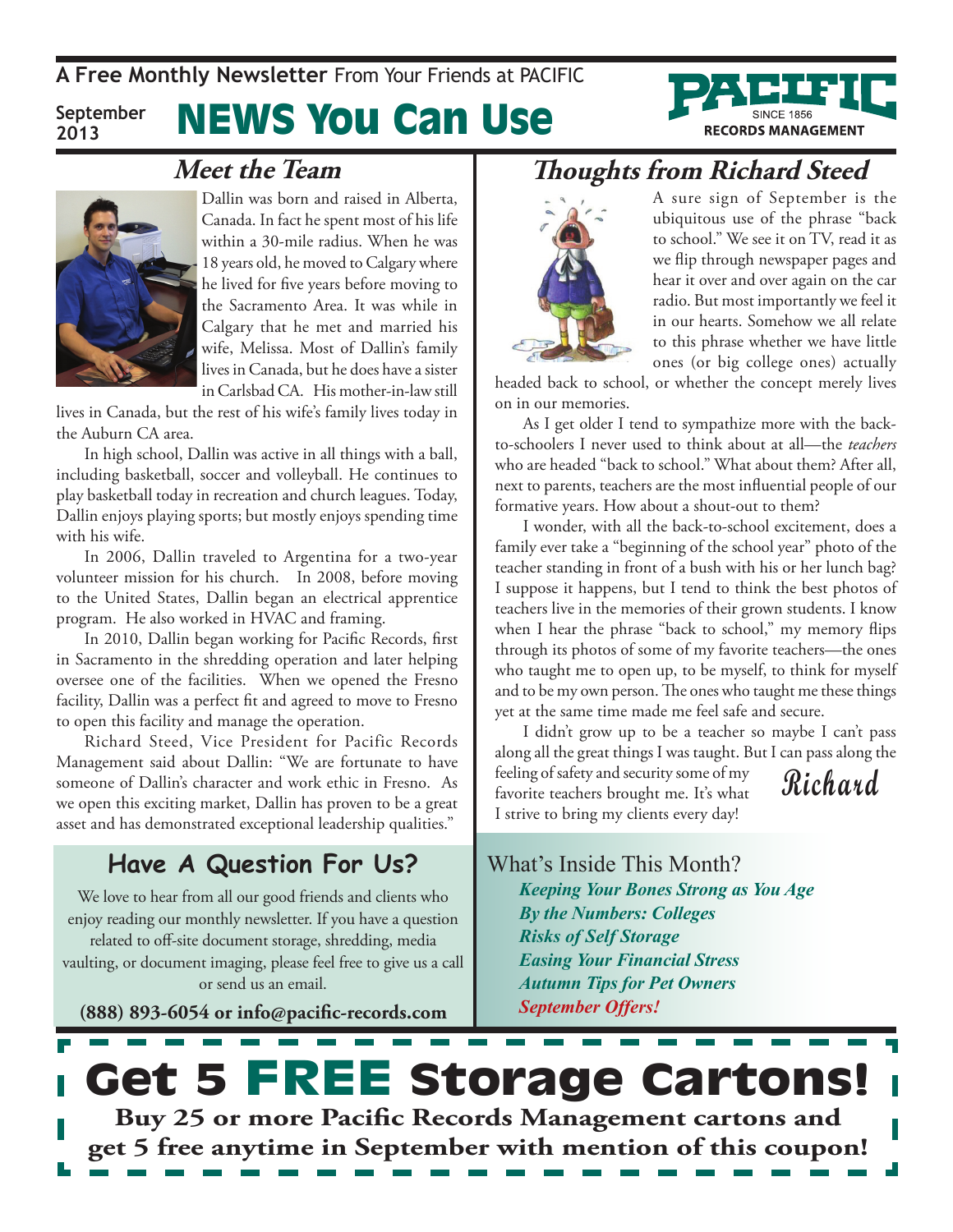A **Free Monthly Newsletter** From Your Friends at PACIFIC

September 2013

# NEWS You Can Use

PACIFIC SINCE 1856 RECORDS MANAGEMENT

## *Meet the Team*

Dallin was born and raised in Alberta, Canada. In fact he spent most of his life within a 30-mile radius. When he was 18 years old, he moved to Calgary where he lived for five years before moving to the Sacramento Area. It was while in Calgary that he met and married his wife, Melissa. Most of Dallin's family lives in Canada, but he does have a sister in Carlsbad CA. His mother-in-law still lives in Canada, but the rest of his wife's family lives today in the Auburn CA area.

In high school, Dallin was active in all things with a ball, including basketball, soccer and volleyball. He continues to play basketball today in recreation and church leagues. Today, Dallin enjoys playing sports; but mostly enjoys spending time with his wife.

In 2006, Dallin traveled to Argentina for a two-year volunteer mission for his church. In 2008, before moving to the United States, Dallin began an electrical apprentice program. He also worked in HVAC and framing.

In 2010, Dallin began working for Pacific Records, first in Sacramento in the shredding operation and later helping oversee one of the facilities. When we opened the Fresno facility, Dallin was a perfect fit and agreed to move to Fresno to open this facility and manage the operation.

Richard Steed, Vice President for Pacific Records Management said about Dallin: "We are fortunate to have someone of Dallin's character and work ethic in Fresno. As we open this exciting market, Dallin has proven to be a great asset and has demonstrated exceptional leadership qualities."

## *Thoughts from Richard Steed*

A sure sign of September is the ubiquitous use of the phrase "back to school." We see it on TV, read it as we flip through newspaper pages and hear it over and over again on the car radio. But most importantly we feel it in our hearts. Somehow we all relate to this phrase whether we have little ones (or big college ones) actually headed back to school, or whether the concept merely lives on in our memories.

As I get older I tend to sympathize more with the back-to-schoolers I never used to think about at all—the *teachers* who are headed "back to school." What about them? After all, next to parents, teachers are the most influential people of our formative years. How about a shout-out to them?

I wonder, with all the back-to-school excitement, does a family ever take a "beginning of the school year" photo of the teacher standing in front of a bush with his or her lunch bag? I suppose it happens, but I tend to think the best photos of teachers live in the memories of their grown students. I know when I hear the phrase "back to school," my memory flips through its photos of some of my favorite teachers—the ones who taught me to open up, to be myself, to think for myself and to be my own person. The ones who taught me these things yet at the same time made me feel safe and secure.

I didn't grow up to be a teacher so maybe I can't pass along all the great things I was taught. But I can pass along the feeling of safety and security some of my favorite teachers brought me. It's what I strive to bring my clients every day!

*Richard*

## Have A Question For Us?

We love to hear from all our good friends and clients who enjoy reading our monthly newsletter. If you have a question related to off-site document storage, shredding, media vaulting, or document imaging, please feel free to give us a call or send us an email.

**(888) 893-6054 or info@pacific-records.com**

### What's Inside This Month?

- ***Keeping Your Bones Strong as You Age***
- ***By the Numbers: Colleges***
- ***Risks of Self Storage***
- ***Easing Your Financial Stress***
- ***Autumn Tips for Pet Owners***
- ***September Offers!***

# Get 5 FREE Storage Cartons!

**Buy 25 or more Pacific Records Management cartons and get 5 free anytime in September with mention of this coupon!**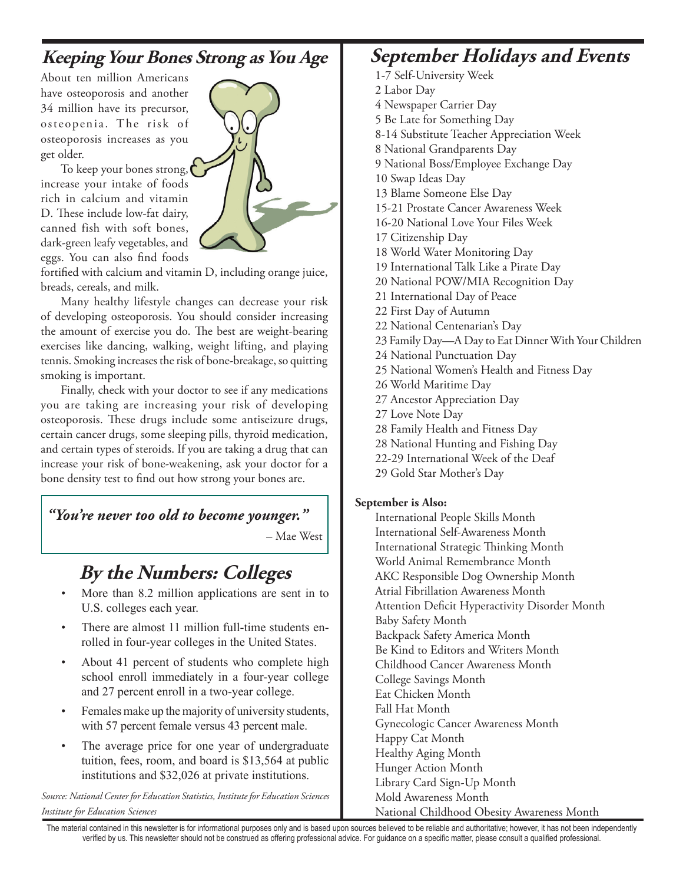## Keeping Your Bones Strong as You Age

About ten million Americans have osteoporosis and another 34 million have its precursor, osteopenia. The risk of osteoporosis increases as you get older.

To keep your bones strong, increase your intake of foods rich in calcium and vitamin D. These include low-fat dairy, canned fish with soft bones, dark-green leafy vegetables, and eggs. You can also find foods fortified with calcium and vitamin D, including orange juice, breads, cereals, and milk.

Many healthy lifestyle changes can decrease your risk of developing osteoporosis. You should consider increasing the amount of exercise you do. The best are weight-bearing exercises like dancing, walking, weight lifting, and playing tennis. Smoking increases the risk of bone-breakage, so quitting smoking is important.

Finally, check with your doctor to see if any medications you are taking are increasing your risk of developing osteoporosis. These drugs include some antiseizure drugs, certain cancer drugs, some sleeping pills, thyroid medication, and certain types of steroids. If you are taking a drug that can increase your risk of bone-weakening, ask your doctor for a bone density test to find out how strong your bones are.

> ***"You're never too old to become younger."***
>
> – Mae West

## By the Numbers: Colleges

- More than 8.2 million applications are sent in to U.S. colleges each year.
- There are almost 11 million full-time students enrolled in four-year colleges in the United States.
- About 41 percent of students who complete high school enroll immediately in a four-year college and 27 percent enroll in a two-year college.
- Females make up the majority of university students, with 57 percent female versus 43 percent male.
- The average price for one year of undergraduate tuition, fees, room, and board is $13,564 at public institutions and $32,026 at private institutions.

*Source: National Center for Education Statistics, Institute for Education Sciences Institute for Education Sciences*

## September Holidays and Events

1-7 Self-University Week
2 Labor Day
4 Newspaper Carrier Day
5 Be Late for Something Day
8-14 Substitute Teacher Appreciation Week
8 National Grandparents Day
9 National Boss/Employee Exchange Day
10 Swap Ideas Day
13 Blame Someone Else Day
15-21 Prostate Cancer Awareness Week
16-20 National Love Your Files Week
17 Citizenship Day
18 World Water Monitoring Day
19 International Talk Like a Pirate Day
20 National POW/MIA Recognition Day
21 International Day of Peace
22 First Day of Autumn
22 National Centenarian's Day
23 Family Day—A Day to Eat Dinner With Your Children
24 National Punctuation Day
25 National Women's Health and Fitness Day
26 World Maritime Day
27 Ancestor Appreciation Day
27 Love Note Day
28 Family Health and Fitness Day
28 National Hunting and Fishing Day
22-29 International Week of the Deaf
29 Gold Star Mother's Day

**September is Also:**

International People Skills Month
International Self-Awareness Month
International Strategic Thinking Month
World Animal Remembrance Month
AKC Responsible Dog Ownership Month
Atrial Fibrillation Awareness Month
Attention Deficit Hyperactivity Disorder Month
Baby Safety Month
Backpack Safety America Month
Be Kind to Editors and Writers Month
Childhood Cancer Awareness Month
College Savings Month
Eat Chicken Month
Fall Hat Month
Gynecologic Cancer Awareness Month
Happy Cat Month
Healthy Aging Month
Hunger Action Month
Library Card Sign-Up Month
Mold Awareness Month
National Childhood Obesity Awareness Month

The material contained in this newsletter is for informational purposes only and is based upon sources believed to be reliable and authoritative; however, it has not been independently verified by us. This newsletter should not be construed as offering professional advice. For guidance on a specific matter, please consult a qualified professional.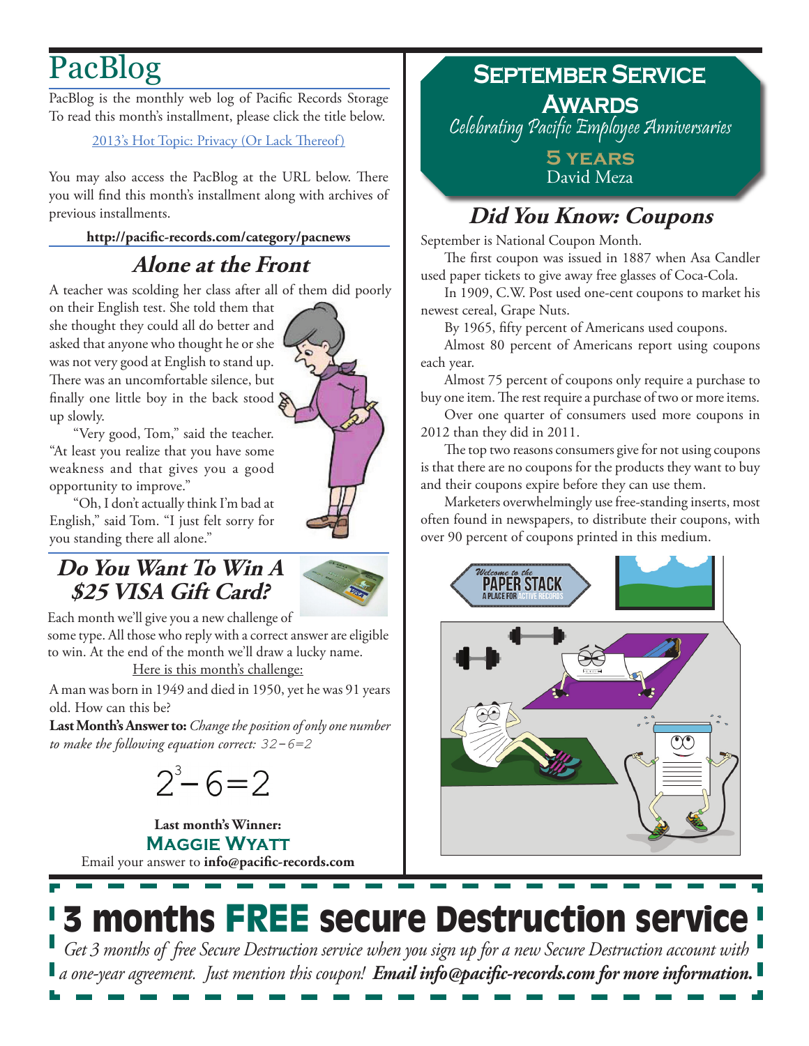# PacBlog

PacBlog is the monthly web log of Pacific Records Storage To read this month's installment, please click the title below.

2013's Hot Topic: Privacy (Or Lack Thereof)

You may also access the PacBlog at the URL below. There you will find this month's installment along with archives of previous installments.

**http://pacific-records.com/category/pacnews**

## *Alone at the Front*

A teacher was scolding her class after all of them did poorly on their English test. She told them that she thought they could all do better and asked that anyone who thought he or she was not very good at English to stand up. There was an uncomfortable silence, but finally one little boy in the back stood up slowly.

"Very good, Tom," said the teacher. "At least you realize that you have some weakness and that gives you a good opportunity to improve."

"Oh, I don't actually think I'm bad at English," said Tom. "I just felt sorry for you standing there all alone."

## *Do You Want To Win A $25 VISA Gift Card?*

Each month we'll give you a new challenge of some type. All those who reply with a correct answer are eligible to win. At the end of the month we'll draw a lucky name.

Here is this month's challenge:

A man was born in 1949 and died in 1950, yet he was 91 years old. How can this be?

**Last Month's Answer to:** *Change the position of only one number to make the following equation correct: 32−6=2*

$$2^3-6=2$$

**Last month's Winner:**
**Maggie Wyatt**
Email your answer to **info@pacific-records.com**

## September Service Awards

*Celebrating Pacific Employee Anniversaries*

**5 years**
David Meza

## *Did You Know: Coupons*

September is National Coupon Month.

The first coupon was issued in 1887 when Asa Candler used paper tickets to give away free glasses of Coca-Cola.

In 1909, C.W. Post used one-cent coupons to market his newest cereal, Grape Nuts.

By 1965, fifty percent of Americans used coupons.

Almost 80 percent of Americans report using coupons each year.

Almost 75 percent of coupons only require a purchase to buy one item. The rest require a purchase of two or more items.

Over one quarter of consumers used more coupons in 2012 than they did in 2011.

The top two reasons consumers give for not using coupons is that there are no coupons for the products they want to buy and their coupons expire before they can use them.

Marketers overwhelmingly use free-standing inserts, most often found in newspapers, to distribute their coupons, with over 90 percent of coupons printed in this medium.

## 3 months FREE secure Destruction service

*Get 3 months of free Secure Destruction service when you sign up for a new Secure Destruction account with a one-year agreement. Just mention this coupon!* ***Email info@pacific-records.com for more information.***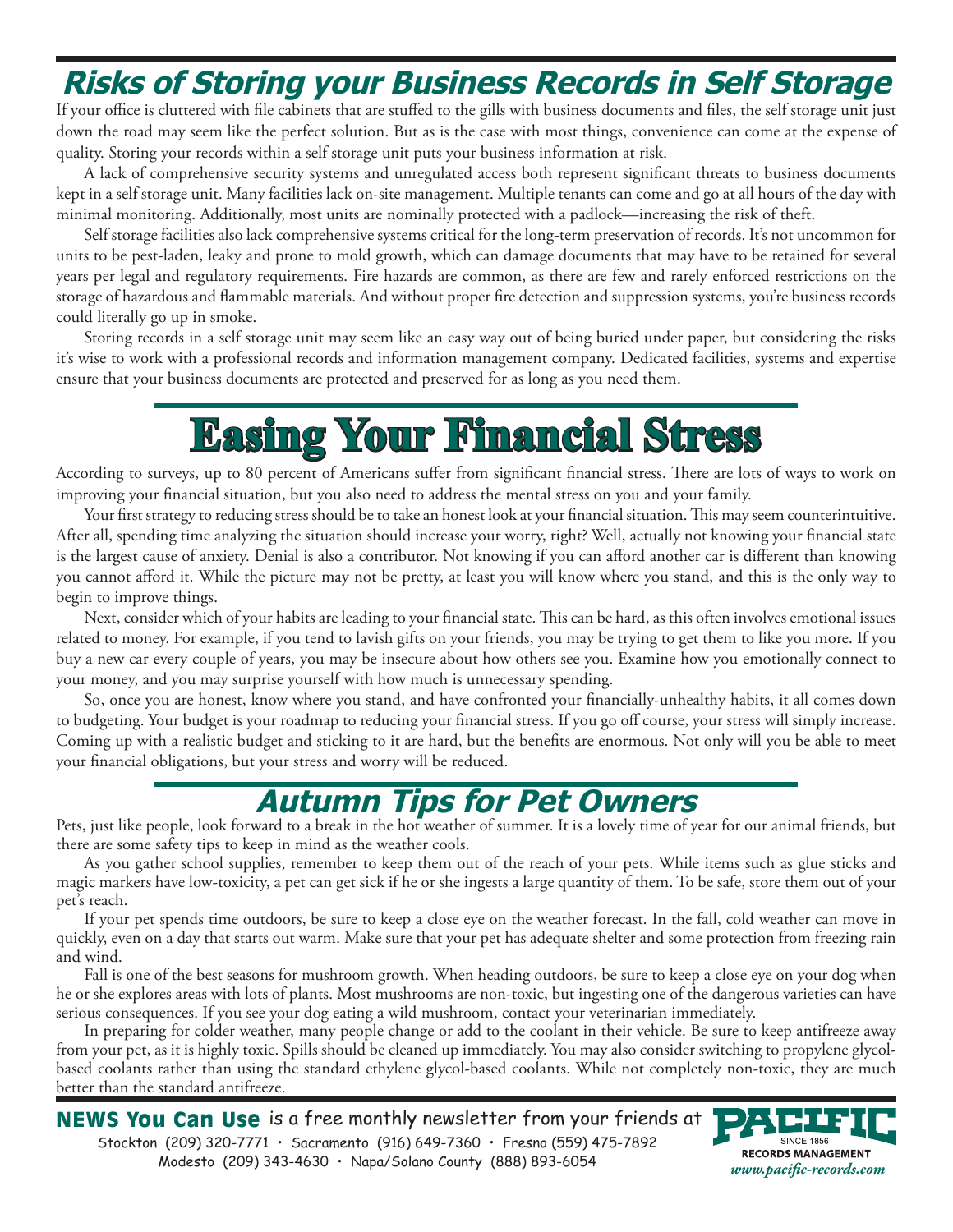# Risks of Storing your Business Records in Self Storage

If your office is cluttered with file cabinets that are stuffed to the gills with business documents and files, the self storage unit just down the road may seem like the perfect solution. But as is the case with most things, convenience can come at the expense of quality. Storing your records within a self storage unit puts your business information at risk.

A lack of comprehensive security systems and unregulated access both represent significant threats to business documents kept in a self storage unit. Many facilities lack on-site management. Multiple tenants can come and go at all hours of the day with minimal monitoring. Additionally, most units are nominally protected with a padlock—increasing the risk of theft.

Self storage facilities also lack comprehensive systems critical for the long-term preservation of records. It's not uncommon for units to be pest-laden, leaky and prone to mold growth, which can damage documents that may have to be retained for several years per legal and regulatory requirements. Fire hazards are common, as there are few and rarely enforced restrictions on the storage of hazardous and flammable materials. And without proper fire detection and suppression systems, you're business records could literally go up in smoke.

Storing records in a self storage unit may seem like an easy way out of being buried under paper, but considering the risks it's wise to work with a professional records and information management company. Dedicated facilities, systems and expertise ensure that your business documents are protected and preserved for as long as you need them.

# Easing Your Financial Stress

According to surveys, up to 80 percent of Americans suffer from significant financial stress. There are lots of ways to work on improving your financial situation, but you also need to address the mental stress on you and your family.

Your first strategy to reducing stress should be to take an honest look at your financial situation. This may seem counterintuitive. After all, spending time analyzing the situation should increase your worry, right? Well, actually not knowing your financial state is the largest cause of anxiety. Denial is also a contributor. Not knowing if you can afford another car is different than knowing you cannot afford it. While the picture may not be pretty, at least you will know where you stand, and this is the only way to begin to improve things.

Next, consider which of your habits are leading to your financial state. This can be hard, as this often involves emotional issues related to money. For example, if you tend to lavish gifts on your friends, you may be trying to get them to like you more. If you buy a new car every couple of years, you may be insecure about how others see you. Examine how you emotionally connect to your money, and you may surprise yourself with how much is unnecessary spending.

So, once you are honest, know where you stand, and have confronted your financially-unhealthy habits, it all comes down to budgeting. Your budget is your roadmap to reducing your financial stress. If you go off course, your stress will simply increase. Coming up with a realistic budget and sticking to it are hard, but the benefits are enormous. Not only will you be able to meet your financial obligations, but your stress and worry will be reduced.

# Autumn Tips for Pet Owners

Pets, just like people, look forward to a break in the hot weather of summer. It is a lovely time of year for our animal friends, but there are some safety tips to keep in mind as the weather cools.

As you gather school supplies, remember to keep them out of the reach of your pets. While items such as glue sticks and magic markers have low-toxicity, a pet can get sick if he or she ingests a large quantity of them. To be safe, store them out of your pet's reach.

If your pet spends time outdoors, be sure to keep a close eye on the weather forecast. In the fall, cold weather can move in quickly, even on a day that starts out warm. Make sure that your pet has adequate shelter and some protection from freezing rain and wind.

Fall is one of the best seasons for mushroom growth. When heading outdoors, be sure to keep a close eye on your dog when he or she explores areas with lots of plants. Most mushrooms are non-toxic, but ingesting one of the dangerous varieties can have serious consequences. If you see your dog eating a wild mushroom, contact your veterinarian immediately.

In preparing for colder weather, many people change or add to the coolant in their vehicle. Be sure to keep antifreeze away from your pet, as it is highly toxic. Spills should be cleaned up immediately. You may also consider switching to propylene glycol-based coolants rather than using the standard ethylene glycol-based coolants. While not completely non-toxic, they are much better than the standard antifreeze.

**NEWS You Can Use** is a free monthly newsletter from your friends at

Stockton (209) 320-7771 • Sacramento (916) 649-7360 • Fresno (559) 475-7892
Modesto (209) 343-4630 • Napa/Solano County (888) 893-6054

PACIFIC
SINCE 1856
RECORDS MANAGEMENT
*www.pacific-records.com*